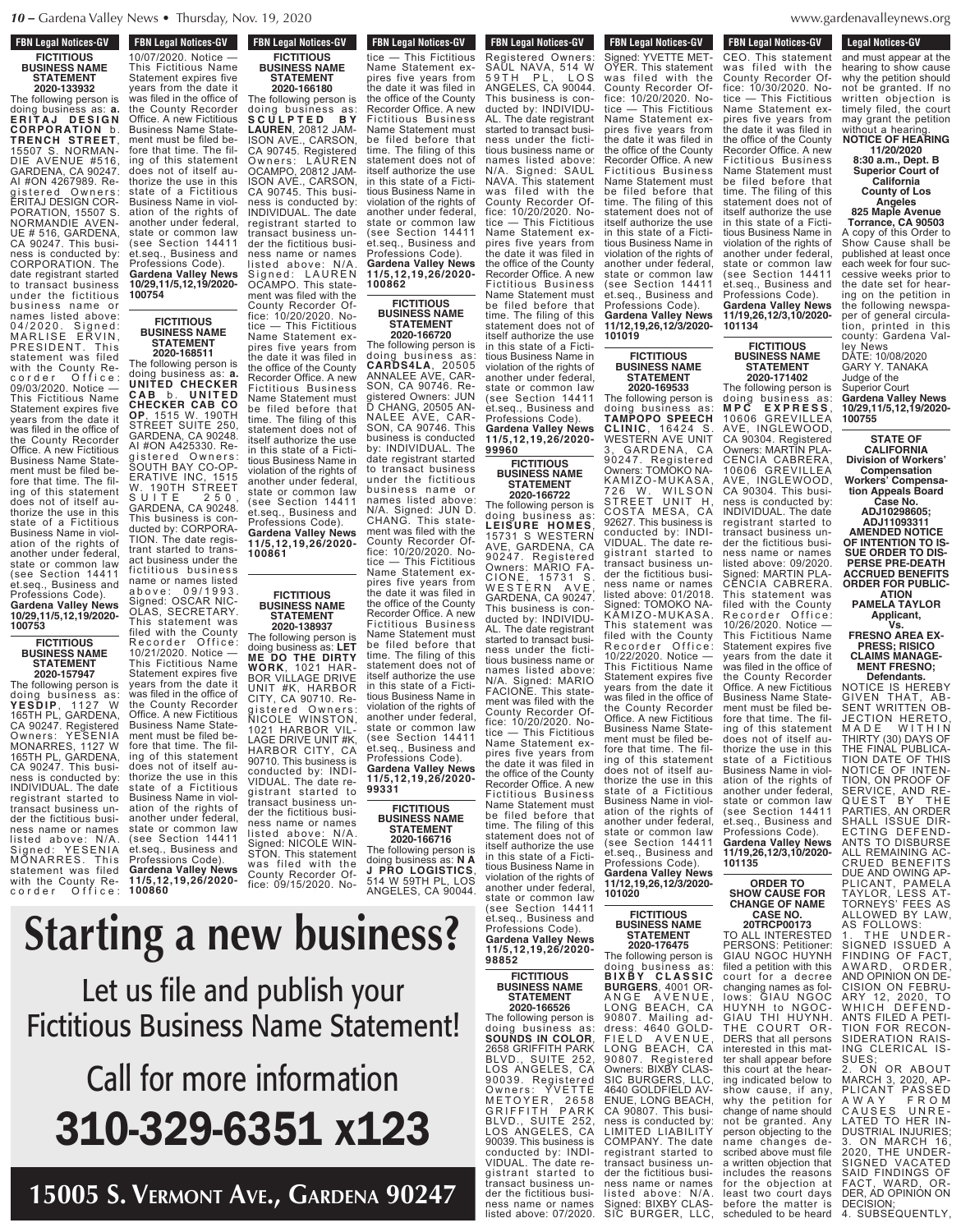FBN Legal Notices-GV

**FICTITIOUS BUSINESS NAME STATEMENT 2020-133932**

The following person is doing business as: **a. ERITAJ DESIGN CORPORATION** b. **TRENCH STREET**, 15507 S. NORMANDIE AVENUE #516, GARDENA, CA 90247. AI #ON 4267989. Registered Owners: ERITAJ DESIGN CORPORATION, 15507 S. NORMANDIE AVENUE # 516, GARDENA, CA 90247. This business is conducted by: CORPORATION. The date registrant started to transact business under the fictitious business name or names listed above: 04/2020. Signed: MARLISE ERVIN, PRESIDENT. This statement was filed with the County Recorder Office: 09/03/2020. Notice — This Fictitious Name Statement expires five years from the date it was filed in the office of the County Recorder Office. A new Fictitious Business Name Statement must be filed before that time. The filing of this statement does not of itself authorize the use in this state of a Fictitious Business Name in violation of the rights of another under federal, state or common law (see Section 14411 et.seq., Business and Professions Code).
**Gardena Valley News 10/29,11/5,12,19/2020-100753**

**FICTITIOUS BUSINESS NAME STATEMENT 2020-157947**

The following person is doing business as: **YESDIP**, 1127 W 165TH PL, GARDENA, CA 90247. Registered Owners: YESENIA MONARRES, 1127 W 165TH PL, GARDENA, CA 90247. This business is conducted by: INDIVIDUAL. The date registrant started to transact business under the fictitious business name or names listed above: N/A. Signed: YESENIA MONARRES. This statement was filed with the County Recorder Office: 10/07/2020. Notice — This Fictitious Name Statement expires five years from the date it was filed in the office of the County Recorder Office. A new Fictitious Business Name Statement must be filed before that time. The filing of this statement does not of itself authorize the use in this state of a Fictitious Business Name in violation of the rights of another under federal, state or common law (see Section 14411 et.seq., Business and Professions Code).
**Gardena Valley News 10/29,11/5,12,19/2020-100754**

**FICTITIOUS BUSINESS NAME STATEMENT 2020-168511**

The following person is doing business as: **a. UNITED CHECKER CAB** b. **UNITED CHECKER CAB CO OP**, 1515 W. 190TH STREET SUITE 250, GARDENA, CA 90248. AI #ON A425330. Registered Owners: SOUTH BAY CO-OPERATIVE INC, 1515 W. 190TH STREET SUITE 250, GARDENA, CA 90248. This business is conducted by: CORPORATION. The date registrant started to transact business under the fictitious business name or names listed above: 09/1993. Signed: OSCAR NICOLAS, SECRETARY. This statement was filed with the County Recorder Office: 10/21/2020. Notice — This Fictitious Name Statement expires five years from the date it was filed in the office of the County Recorder Office. A new Fictitious Business Name Statement must be filed before that time. The filing of this statement does not of itself authorize the use in this state of a Fictitious Business Name in violation of the rights of another under federal, state or common law (see Section 14411 et.seq., Business and Professions Code).
**Gardena Valley News 11/5,12,19,26/2020-100860**

**FICTITIOUS BUSINESS NAME STATEMENT 2020-166180**

The following person is doing business as: **SCULPTED BY LAUREN**, 20812 JAMISON AVE., CARSON, CA 90745. Registered Owners: LAUREN OCAMPO, 20812 JAMISON AVE., CARSON, CA 90745. This business is conducted by: INDIVIDUAL. The date registrant started to transact business under the fictitious business name or names listed above: N/A. Signed: LAUREN OCAMPO. This statement was filed with the County Recorder Office: 10/20/2020. Notice — This Fictitious Name Statement expires five years from the date it was filed in the office of the County Recorder Office. A new Fictitious Business Name Statement must be filed before that time. The filing of this statement does not of itself authorize the use in this state of a Fictitious Business Name in violation of the rights of another under federal, state or common law (see Section 14411 et.seq., Business and Professions Code).
**Gardena Valley News 11/5,12,19,26/2020-100861**

**FICTITIOUS BUSINESS NAME STATEMENT 2020-138937**

The following person is doing business as: **LET ME DO THE DIRTY WORK**, 1021 HARBOR VILLAGE DRIVE UNIT #K, HARBOR CITY, CA 90710. Registered Owners: NICOLE WINSTON, 1021 HARBOR VILLAGE DRIVE UNIT #K, HARBOR CITY, CA 90710. This business is conducted by: INDIVIDUAL. The date registrant started to transact business under the fictitious business name or names listed above: N/A. Signed: NICOLE WINSTON. This statement was filed with the County Recorder Office: 09/15/2020. Notice — This Fictitious Name Statement expires five years from the date it was filed in the office of the County Recorder Office. A new Fictitious Business Name Statement must be filed before that time. The filing of this statement does not of itself authorize the use in this state of a Fictitious Business Name in violation of the rights of another under federal, state or common law (see Section 14411 et.seq., Business and Professions Code).
**Gardena Valley News 11/5,12,19,26/2020-100862**

**FICTITIOUS BUSINESS NAME STATEMENT 2020-166720**

The following person is doing business as: **CARDS4LA**, 20505 ANNALEE AVE, CARSON, CA 90746. Registered Owners: JUN D CHANG, 20505 ANNALEE AVE, CARSON, CA 90746. This business is conducted by: INDIVIDUAL. The date registrant started to transact business under the fictitious business name or names listed above: N/A. Signed: JUN D. CHANG. This statement was filed with the County Recorder Office: 10/20/2020. Notice — This Fictitious Name Statement expires five years from the date it was filed in the office of the County Recorder Office. A new Fictitious Business Name Statement must be filed before that time. The filing of this statement does not of itself authorize the use in this state of a Fictitious Business Name in violation of the rights of another under federal, state or common law (see Section 14411 et.seq., Business and Professions Code).
**Gardena Valley News 11/5,12,19,26/2020-99331**

**FICTITIOUS BUSINESS NAME STATEMENT 2020-166716**

The following person is doing business as: **N A J PRO LOGISTICS**, 514 W 59TH PL, LOS ANGELES, CA 90044. Registered Owners: SAUL NAVA, 514 W 59TH PL, LOS ANGELES, CA 90044. This business is conducted by: INDIVIDUAL. The date registrant started to transact business under the fictitious business name or names listed above: N/A. Signed: SAUL NAVA. This statement was filed with the County Recorder Office: 10/20/2020. Notice — This Fictitious Name Statement expires five years from the date it was filed in the office of the County Recorder Office. A new Fictitious Business Name Statement must be filed before that time. The filing of this statement does not of itself authorize the use in this state of a Fictitious Business Name in violation of the rights of another under federal, state or common law (see Section 14411 et.seq., Business and Professions Code).
**Gardena Valley News 11/5,12,19,26/2020-99960**

**FICTITIOUS BUSINESS NAME STATEMENT 2020-166722**

The following person is doing business as: **LEISURE HOMES**, 15731 S WESTERN AVE, GARDENA, CA 90247. Registered Owners: MARIO FACIONE, 15731 S. WESTERN AVE, GARDENA, CA 90247. This business is conducted by: INDIVIDUAL. The date registrant started to transact business under the fictitious business name or names listed above: N/A. Signed: MARIO FACIONE. This statement was filed with the County Recorder Office: 10/20/2020. Notice — This Fictitious Name Statement expires five years from the date it was filed in the office of the County Recorder Office. A new Fictitious Business Name Statement must be filed before that time. The filing of this statement does not of itself authorize the use in this state of a Fictitious Business Name in violation of the rights of another under federal, state or common law (see Section 14411 et.seq., Business and Professions Code).
**Gardena Valley News 11/5,12,19,26/2020-98852**

**FICTITIOUS BUSINESS NAME STATEMENT 2020-166526**

The following person is doing business as: **SOUNDS IN COLOR**, 2658 GRIFFITH PARK BLVD., SUITE 252, LOS ANGELES, CA 90039. Registered Owners: YVETTE METOYER, 2658 GRIFFITH PARK BLVD., SUITE 252, LOS ANGELES, CA 90039. This business is conducted by: INDIVIDUAL. The date registrant started to transact business under the fictitious business name or names listed above: 07/2020. Signed: YVETTE METOYER. This statement was filed with the County Recorder Office: 10/20/2020. Notice — This Fictitious Name Statement expires five years from the date it was filed in the office of the County Recorder Office. A new Fictitious Business Name Statement must be filed before that time. The filing of this statement does not of itself authorize the use in this state of a Fictitious Business Name in violation of the rights of another under federal, state or common law (see Section 14411 et.seq., Business and Professions Code).
**Gardena Valley News 11/12,19,26,12/3/2020-101019**

**FICTITIOUS BUSINESS NAME STATEMENT 2020-169533**

The following person is doing business as: **TAMPOPO SPEECH CLINIC**, 16424 S. WESTERN AVE UNIT 3, GARDENA, CA 90247. Registered Owners: TOMOKO NAKAMIZO-MUKASA, 726 W. WILSON STREET UNIT H, COSTA MESA, CA 92627. This business is conducted by: INDIVIDUAL. The date registrant started to transact business under the fictitious business name or names listed above: 01/2018. Signed: TOMOKO NAKAMIZO-MUKASA. This statement was filed with the County Recorder Office: 10/22/2020. Notice — This Fictitious Name Statement expires five years from the date it was filed in the office of the County Recorder Office. A new Fictitious Business Name Statement must be filed before that time. The filing of this statement does not of itself authorize the use in this state of a Fictitious Business Name in violation of the rights of another under federal, state or common law (see Section 14411 et.seq., Business and Professions Code).
**Gardena Valley News 11/12,19,26,12/3/2020-101020**

**FICTITIOUS BUSINESS NAME STATEMENT 2020-176475**

The following person is doing business as: **BIXBY CLASSIC BURGERS**, 4001 ORANGE AVENUE, LONG BEACH, CA 90807. Mailing address: 4640 GOLDFIELD AVENUE, LONG BEACH, CA 90807. Registered Owners: BIXBY CLASSIC BURGERS, LLC, 4640 GOLDFIELD AVENUE, LONG BEACH, CA 90807. This business is conducted by: LIMITED LIABILITY COMPANY. The date registrant started to transact business under the fictitious business name or names listed above: N/A. Signed: BIXBY CLASSIC BURGER, LLC, CEO. This statement was filed with the County Recorder Office: 10/30/2020. Notice — This Fictitious Name Statement expires five years from the date it was filed in the office of the County Recorder Office. A new Fictitious Business Name Statement must be filed before that time. The filing of this statement does not of itself authorize the use in this state of a Fictitious Business Name in violation of the rights of another under federal, state or common law (see Section 14411 et.seq., Business and Professions Code).
**Gardena Valley News 11/19,26,12/3,10/2020-101134**

**FICTITIOUS BUSINESS NAME STATEMENT 2020-171402**

The following person is doing business as: **MPC EXPRESS**, 10606 GREVILLEA AVE, INGLEWOOD, CA 90304. Registered Owners: MARTIN PLACENCIA CABRERA, 10606 GREVILLEA AVE, INGLEWOOD, CA 90304. This business is conducted by: INDIVIDUAL. The date registrant started to transact business under the fictitious business name or names listed above: 09/2020. Signed: MARTIN PLACENCIA CABRERA. This statement was filed with the County Recorder Office: 10/26/2020. Notice — This Fictitious Name Statement expires five years from the date it was filed in the office of the County Recorder Office. A new Fictitious Business Name Statement must be filed before that time. The filing of this statement does not of itself authorize the use in this state of a Fictitious Business Name in violation of the rights of another under federal, state or common law (see Section 14411 et.seq., Business and Professions Code).
**Gardena Valley News 11/19,26,12/3,10/2020-101135**

**ORDER TO SHOW CAUSE FOR CHANGE OF NAME CASE NO. 20TRCP00173**

TO ALL INTERESTED PERSONS: Petitioner: GIAU NGOC HUYNH filed a petition with this court for a decree changing names as follows: GIAU NGOC HUYNH to NGOC-GIAU THI HUYNH. THE COURT ORDERS that all persons interested in this matter shall appear before this court at the hearing indicated below to show cause, if any, why the petition for change of name should not be granted. Any person objecting to the name changes described above must file a written objection that includes the reasons for the objection at least two court days before the matter is scheduled to be heard and must appear at the hearing to show cause why the petition should not be granted. If no written objection is timely filed, the court may grant the petition without a hearing.

**NOTICE OF HEARING 11/20/2020 8:30 a.m., Dept. B Superior Court of California County of Los Angeles 825 Maple Avenue Torrance, CA 90503**

A copy of this Order to Show Cause shall be published at least once each week for four successive weeks prior to the date set for hearing on the petition in the following newspaper of general circulation, printed in this county: Gardena Valley News
DATE: 10/08/2020
GARY Y. TANAKA
Judge of the Superior Court
**Gardena Valley News 10/29,11/5,12,19/2020-100755**

**STATE OF CALIFORNIA Division of Workers' Compensation Workers' Compensation Appeals Board Case No. ADJ10298605; ADJ11093311 AMENDED NOTICE OF INTENTION TO ISSUE ORDER TO DISPERSE PRE-DEATH ACCRUED BENEFITS ORDER FOR PUBLICATION PAMELA TAYLOR Applicant, Vs. FRESNO AREA EXPRESS; RISICO CLAIMS MANAGEMENT FRESNO; Defendants.**

NOTICE IS HEREBY GIVEN THAT, ABSENT WRITTEN OBJECTION HERETO, MADE WITHIN THIRTY (30) DAYS OF THE FINAL PUBLICATION DATE OF THIS NOTICE OF INTENTION, ON PROOF OF SERVICE, AND REQUEST BY THE PARTIES, AN ORDER SHALL ISSUE DIRECTING DEFENDANTS TO DISBURSE ALL REMAINING ACCRUED BENEFITS DUE AND OWING APPLICANT, PAMELA TAYLOR, LESS ATTORNEYS' FEES AS ALLOWED BY LAW, AS FOLLOWS:

1. THE UNDERSIGNED ISSUED A FINDING OF FACT, AWARD, ORDER, AND OPINION ON DECISION ON FEBRUARY 12, 2020, TO WHICH DEFENDANTS FILED A PETITION FOR RECONSIDERATION RAISING CLERICAL ISSUES;
2. ON OR ABOUT MARCH 3, 2020, APPLICANT PASSED AWAY FROM CAUSES UNRELATED TO HER INDUSTRIAL INJURIES;
3. ON MARCH 16, 2020, THE UNDERSIGNED VACATED SAID FINDINGS OF FACT, WARD, ORDER, AD OPINION ON DECISION;
4. SUBSEQUENTLY,

**Starting a new business?**

Let us file and publish your Fictitious Business Name Statement!

Call for more information

**310-329-6351 x123**

**15005 S. VERMONT AVE., GARDENA 90247**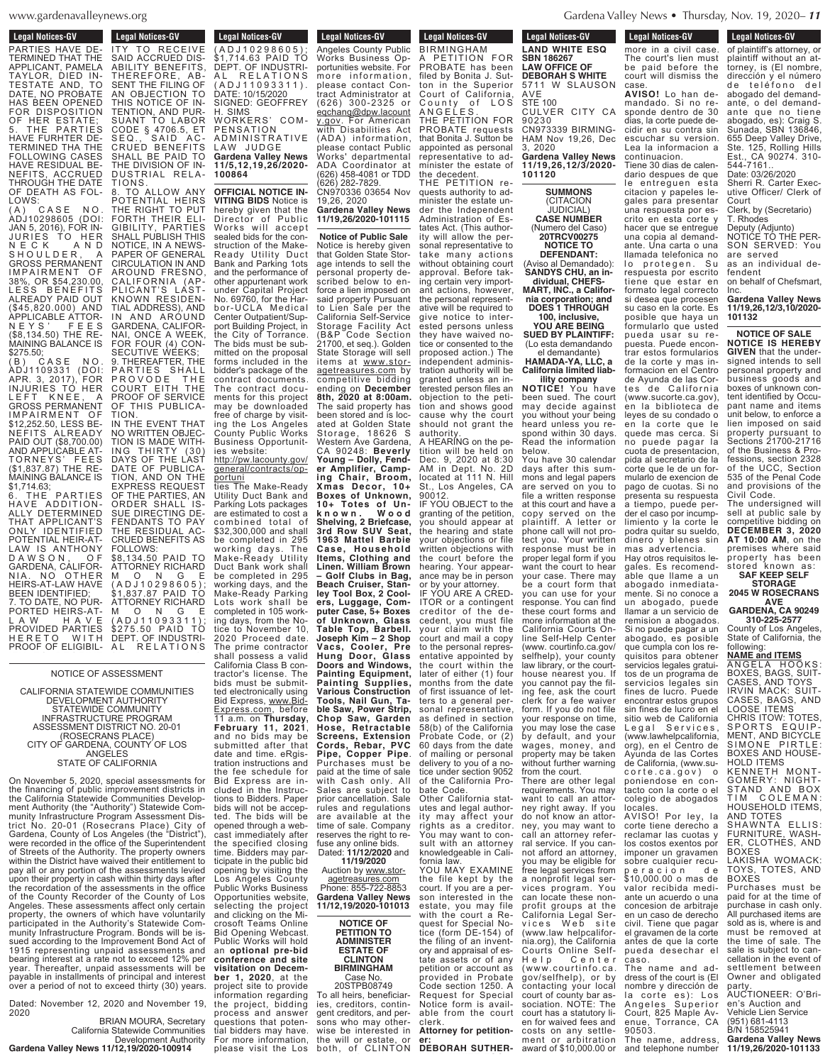Legal Notices-GV

PARTIES HAVE DETERMINED THAT THE APPLICANT, PAMELA TAYLOR, DIED INTESTATE AND, TO DATE, NO PROBATE HAS BEEN OPENED FOR DISPOSITION OF HER ESTATE;
5. THE PARTIES HAVE FURTHER DETERMINED THA THE FOLLOWING CASES HAVE RESIDUAL BENEFITS, ACCRUED THROUGH THE DATE OF DEATH AS FOLLOWS:
(A) CASE NO. ADJ10298605 (DOI: JAN 5, 2016), FOR INJURIES TO HER NECK AND SHOULDER, A GROSS PERMANENT IMPAIRMENT OF 38%, OR $54,230.00, LESS BENEFITS ALREADY PAID OUT ($45,820.000) AND APPLICABLE ATTORNEYS' FEES ($8,134.50) THE REMAINING BALANCE IS $275.50;
(B) CASE NO. ADJ1109331 (DOI: APR. 3, 2017), FOR INJURIES TO HER LEFT KNEE, A GROSS PERMANENT IMPAIRMENT OF $12,252.50, LESS BENEFITS ALREADY PAID OUT ($8,700.00) AND APPLICABLE ATTORNEYS' FEES ($1,837.87) THE REMAINING BALANCE IS $1,714.63;
6. THE PARTIES HAVE ADDITIONALLY DETERMINED THAT APPLICANT'S ONLY IDENTIFIED POTENTIAL HEIR-AT-LAW IS ANTHONY DAWSON, OF GARDENA, CALIFORNIA. NO OTHER HEIRS-AT-LAW HAVE BEEN IDENTIFIED;
7. TO DATE, NO PURPORTED HEIRS-AT-LAW HAVE PROVIDED PARTIES HERETO WITH PROOF OF ELIGIBILITY TO RECEIVE SAID ACCRUED DISABILITY BENEFITS, THEREFORE, ABSENT THE FILING OF AN OBJECTION TO THIS NOTICE OF INTENTION, AND PURSUANT TO LABOR CODE § 4706.5, ET SEQ., SAID ACCRUED BENEFITS SHALL BE PAID TO THE DIVISION OF INDUSTRIAL RELATIONS.
8. TO ALLOW ANY POTENTIAL HEIRS THE RIGHT TO PUT FORTH THEIR ELIGIBILITY, PARTIES SHALL PUBLISH THIS NOTICE, IN A NEWSPAPER OF GENERAL CIRCULATION IN AND AROUND FRESNO, CALIFORNIA (APPLICANT'S LAST-KNOWN RESIDENTIAL ADDRESS), AND IN AND AROUND GARDENA, CALIFORNAI, ONCE A WEEK, FOR FOUR (4) CONSECUTIVE WEEKS;
9. THEREAFTER, THE PARTIES SHALL PROVODE THE COURT EITH THE PROOF OF SERVICE OF THIS PUBLICATION.
IN THE EVENT THAT NO WRITTEN OBJECTION IS MADE WITHING THIRTY (30) DAYS OF THE LAST DATE OF PUBLICATION, AND ON THE EXPRESS REQUEST OF THE PARTIES, AN ORDER SHALL ISSUE DIRECTING DEFENDANTS TO PAY THE RESIDUAL ACCRUED BENEFITS AS FOLLOWS:
$8,134.50 PAID TO ATTORNEY RICHARD MONGE (ADJ10298605);
$1,837.87 PAID TO ATTORNEY RICHARD MONGE (ADJ11093311);
$275.50 PAID TO DEPT. OF INDUSTRIAL RELATIONS (ADJ10298605);
$1,714.63 PAID TO DEPT. OF INDUSTRIAL RELATIONS (ADJ11093311).
DATE: 10/15/2020
SIGNED: GEOFFREY H. SIMS
WORKERS' COMPENSATION ADMINISTRATIVE LAW JUDGE
**Gardena Valley News 11/5,12,19,26/2020-100864**

NOTICE OF ASSESSMENT

CALIFORNIA STATEWIDE COMMUNITIES DEVELOPMENT AUTHORITY
STATEWIDE COMMUNITY INFRASTRUCTURE PROGRAM
ASSESSMENT DISTRICT NO. 20-01 (ROSECRANS PLACE)
CITY OF GARDENA, COUNTY OF LOS ANGELES
STATE OF CALIFORNIA

On November 5, 2020, special assessments for the financing of public improvement districts in the California Statewide Communities Development Authority (the "Authority") Statewide Community Infrastructure Program Assessment District No. 20-01 (Rosecrans Place) City of Gardena, County of Los Angeles (the "District"), were recorded in the office of the Superintendent of Streets of the Authority. The property owners within the District have waived their entitlement to pay all or any portion of the assessments levied upon their property in cash within thirty days after the recordation of the assessments in the office of the County Recorder of the County of Los Angeles. These assessments affect only certain property, the owners of which have voluntarily participated in the Authority's Statewide Community Infrastructure Program. Bonds will be issued according to the Improvement Bond Act of 1915 representing unpaid assessments and bearing interest at a rate not to exceed 12% per year. Thereafter, unpaid assessments will be payable in installments of principal and interest over a period of not to exceed thirty (30) years.

Dated: November 12, 2020 and November 19, 2020

BRIAN MOURA, Secretary
California Statewide Communities Development Authority
**Gardena Valley News 11/12,19/2020-100914**

**OFFICIAL NOTICE INVITING BIDS** Notice is hereby given that the Director of Public Works will accept sealed bids for the construction of the Make-Ready Utility Duct Bank and Parking 1ots and the performance of other appurtenant work under Capital Project No. 69760, for the Harbor-UCLA Medical Center Outpatient/Support Building Project, in the City of Torrance. The bids must be submitted on the proposal forms included in the bidder's package of the contract documents. The contract documents for this project may be downloaded free of charge by visiting the Los Angeles County Public Works Business Opportunities website: http://pw.lacounty.gov/general/contracts/opportunities The Make-Ready Utility Duct Bank and Parking Lots packages are estimated to cost a combined total of $32,300,000 and shall be completed in 295 working days. The Make-Ready Utility Duct Bank work shall be completed in 295 working days, and the Make-Ready Parking Lots work shall be completed in 105 working days, from the Notice to November 10, 2020 Proceed date. The prime contractor shall possess a valid California Class B contractor's license. The bids must be submitted electronically using Bid Express, www.Bid-Express.com, before 11 a.m. on **Thursday, February 11, 2021**, and no bids may be submitted after that date and time. eRgistration instructions and the fee schedule for Bid Express are included in the Instructions to Bidders. Paper bids will not be accepted. The bids will be opened through a webcast immediately after the specified closing time. Bidders may participate in the public bid opening by visiting the Los Angeles County Public Works Business Opportunities website, selecting the project and clicking on the Microsoft Teams Online Bid Opening Webcast. Public Works will hold an **optional pre-bid conference and site visitation on December 1, 2020**, at the project site to provide information regarding the project, bidding process and answer questions that potential bidders may have. For more information, please visit the Los Angeles County Public Works Business Opportunities website. For more information, please contact Contract Administrator at (626) 300-2325 or egchang@dpw.lacounty.gov. For American with Disabilities Act (ADA) information, please contact Public Works' departmental ADA Coordinator at (626) 458-4081 or TDD (626) 282-7829.
CN970336 03654 Nov 19,26, 2020
**Gardena Valley News 11/19,26/2020-101115**

**Notice of Public Sale** Notice is hereby given that Golden State Storage intends to sell the personal property described below to enforce a lien imposed on said property Pursuant to Lien Sale per the California Self-Service Storage Facility Act (B&P Code Section 21700, et seq.) Golden State Storage will sell items at www.storagetreasures.com by competitive bidding ending on **December 8th, 2020 at 8:00am.** The said property has been stored and is located at Golden State Storage, 18626 S Western Ave Gardena, CA 90248: **Beverly Young – Dolly, Fender Amplifier, Camping Chair, Broom, Xmas Decor, 10+ Boxes of Unknown, 10+ Totes of Unknown. Wood Shelving, 2 Briefcase, 3rd Row SUV Seat, 1963 Mattel Barbie Case, Household Items, Clothing and Linen. William Brown – Golf Clubs in Bag, Beach Cruiser, Stanley Tool Box, 2 Coolers, Luggage, Computer Case, 5+ Boxes of Unknown, Glass Table Top, Barbell. Joseph Kim – 2 Shop Vacs, Cooler, Pre Hung Door, Glass Doors and Windows, Painting Equipment, Painting Supplies, Various Construction Tools, Nail Gun, Table Saw, Power Strip, Chop Saw, Garden Hose, Retractable Screens, Extension Cords, Rebar, PVC Pipe, Copper Pipe.** Purchases must be paid at the time of sale with Cash only. All Sales are subject to prior cancellation. Sale rules and regulations are available at the time of sale. Company reserves the right to refuse any online bids.
Dated: **11/12/2020** and **11/19/2020**
Auction by www.storagetreasures.com
Phone: 855-722-8853
**Gardena Valley News 11/12,19/2020-101013**

**NOTICE OF PETITION TO ADMINISTER ESTATE OF CLINTON BIRMINGHAM**
Case No. 20STPB08749
To all heirs, beneficiaries, creditors, contingent creditors, and persons who may otherwise be interested in the will or estate, or both, of CLINTON BIRMINGHAM
A PETITION FOR PROBATE has been filed by Bonita J. Sutton in the Superior Court of California, County of LOS ANGELES.
THE PETITION FOR PROBATE requests that Bonita J. Sutton be appointed as personal representative to administer the estate of the decedent.
THE PETITION requests authority to administer the estate under the Independent Administration of Estates Act. (This authority will allow the personal representative to take many actions without obtaining court approval. Before taking certain very important actions, however, the personal representative will be required to give notice to interested persons unless they have waived notice or consented to the proposed action.) The independent administration authority will be granted unless an interested person files an objection to the petition and shows good cause why the court should not grant the authority.
A HEARING on the petition will be held on Dec. 9, 2020 at 8:30 AM in Dept. No. 2D located at 111 N. Hill St., Los Angeles, CA 90012.
IF YOU OBJECT to the granting of the petition, you should appear at the hearing and state your objections or file written objections with the court before the hearing. Your appearance may be in person or by your attorney.
IF YOU ARE A CREDITOR or a contingent creditor of the decedent, you must file your claim with the court and mail a copy to the personal representative appointed by the court within the later of either (1) four months from the date of first issuance of letters to a general personal representative, as defined in section 58(b) of the California Probate Code, or (2) 60 days from the date of mailing or personal delivery to you of a notice under section 9052 of the California Probate Code.
Other California statutes and legal authority may affect your rights as a creditor. You may want to consult with an attorney knowledgeable in California law.
YOU MAY EXAMINE the file kept by the court. If you are a person interested in the estate, you may file with the court a Request for Special Notice (form DE-154) of the filing of an inventory and appraisal of estate assets or of any petition or account as provided in Probate Code section 1250. A Request for Special Notice form is available from the court clerk.
**Attorney for petitioner:**
**DEBORAH SUTHER-LAND WHITE ESQ SBN 186267**
**LAW OFFICE OF DEBORAH S WHITE**
5711 W SLAUSON AVE
STE 100
CULVER CITY CA 90230
CN973339 BIRMINGHAM Nov 19,26, Dec 3, 2020
**Gardena Valley News 11/19,26,12/3/2020-101120**

**SUMMONS**
(CITACION JUDICIAL)
**CASE NUMBER**
(Número del Caso)
**20TRCV00275**
**NOTICE TO DEFENDANT:**
(Aviso al Demandado):
**SANDYS CHU, an individual, CHEFS-MART, INC., a California corporation; and DOES 1 THROUGH 100, inclusive,**
**YOU ARE BEING SUED BY PLAINTIFF:**
(Lo esta demandando el demandante)
**HAMADA-YA, LLC, a California limited liability company**
**NOTICE!** You have been sued. The court may decide against you without your being heard unless you respond within 30 days. Read the information below.
You have 30 calendar days after this summons and legal papers are served on you to file a written response at this court and have a copy served on the plaintiff. A letter or phone call will not protect you. Your written response must be in proper legal form if you want the court to hear your case. There may be a court form that you can use for your response. You can find these court forms and more information at the California Courts Online Self-Help Center (www. courtinfo.ca.gov/selfhelp), your county law library, or the courthouse nearest you. If you cannot pay the filing fee, ask the court clerk for a fee waiver form. If you do not file your response on time, you may lose the case by default, and your wages, money, and property may be taken without further warning from the court.
There are other legal requirements. You may want to call an attorney right away. If you do not know an attorney, you may want to call an attorney referral service. If you cannot afford an attorney, you may be eligible for free legal services from a nonprofit legal services program. You can locate these nonprofit groups at the California Legal Services Web site (www.law helpcalifornia.org), the California Courts Online Self-Help Center (www.courtinfo.ca.gov/selfhelp), or by contacting your local court of county bar association. NOTE: The court has a statutory lien for waived fees and costs on any settlement or arbitration award of $10,000.00 or more in a civil case. The court's lien must be paid before the court will dismiss the case.
**AVISO!** Lo han demandado. Si no responde dentro de 30 dias, la corte puede decidir en su contra sin escuchar su version. Lea la informacion a continuacion.
Tiene 30 dias de calendario despues de que le entreguen esta citacion y papeles legales para presentar una respuesta por escrito en esta corte y hacer que se entregue una copia al demandante. Una carta o una llamada telefonica no lo protegen. Su respuesta por escrito tiene que estar en formato legal correcto si desea que procesen su caso en la corte. Es posible que haya un formulario que usted pueda usar su respuesta. Puede encontrar estos formularios de la corte y mas informacion en el Centro de Ayunda de las Cortes de California (www.sucorte.ca.gov), en la biblioteca de leyes de su condado o en la corte que le quede mas cerca. Si no puede pagar la cuota de presentacion, pida al secretario de la corte que le de un formulario de exencion de pago de cuotas. Si no presenta su respuesta a tiempo, puede perder el caso por incumplimiento y la corte le podra quitar su sueldo, dinero y blenes sin mas advertencia.
Hay otros requisitos legales. Es recomendable que llame a un abogado inmediatamente. Si no conoce a un abogado, puede llamar a un servicio de remision a abogados. Si no puede pagar a un abogado, es posible que cumpla con los requisitos para obtener servicios legales gratuitos de un programa de servicios legales sin fines de lucro. Puede encontrar estos grupos sin fines de lucro en el sitio web de California Legal Services, (www.lawhelpcalifornia, org), en el Centro de Ayunda de las Cortes de California, (www.sucorte.ca.gov) o poniendose en contacto con la corte o el colegio de abogados locales.
AVISO! Por ley, la corte tiene derecho a reclamar las cuotas y los costos exentos por imponer un gravamen sobre cualquier recuperacion de $10,000.00 o mas de valor recibida mediante un acuerdo o una concesion de arbitraje en un caso de derecho civil. Tiene que pagar el gravamen de la corte antes de que la corte pueda desechar el caso.
The name and address of the court is (El nombre y dirección de la corte es): Los Angeles Superior Court, 825 Maple Avenue, Torrance, CA 90503.
The name, address, and telephone number of plaintiff's attorney, or plaintiff without an attorney, is (El nombre, dirección y el número de teléfono del abogado del demandante, o del demandante que no tiene abogado, es): Craig S. Sunada, SBN 136846, 655 Deep Valley Drive, Ste. 125, Rolling Hills Est., CA 90274. 310-544-7161..
Date: 03/26/2020
Sherri R. Carter Executive Officer/ Clerk of Court
Clerk, by (Secretario) T. Rhodes
Deputy (Adjunto)
NOTICE TO THE PERSON SERVED: You are served
as an individual defendent
on behalf of Chefsmart, Inc.
**Gardena Valley News 11/19,26,12/3,10/2020-101132**

**NOTICE OF SALE**
**NOTICE IS HEREBY GIVEN** that the undersigned intends to sell personal property and business goods and boxes of unknown content identified by Occupant name and items unit below, to enforce a lien imposed on said property pursuant to Sections 21700-21716 of the Business & Professions, section 2328 of the UCC, Section 535 of the Penal Code and provisions of the Civil Code.
The undersigned will sell at public sale by competitive bidding on **DECEMBER 3, 2020 AT 10:00 AM**, on the premises where said property has been stored known as:
**SAF KEEP SELF STORAGE**
**2045 W ROSECRANS AVE**
**GARDENA, CA 90249**
**310-225-2577**
County of Los Angeles, State of California, the following:
**NAME and ITEMS**
ANGELA HOOKS: BOXES, BAGS, SUITCASES, AND TOYS
IRVIN MACK: SUITCASES, BAGS, AND LOOSE ITEMS
CHRIS ITOW: TOTES, SPORTS EQUIPMENT, AND BICYCLE
SIMONE PIRTLE: BOXES AND HOUSEHOLD ITEMS
KENNETH MONTGOMERY: NIGHTSTAND AND BOX
TIM COLEMAN: HOUSEHOLD ITEMS, AND TOTES
SHAWNTA ELLIS: FURNITURE, WASHER, CLOTHES, AND BOXES
LAKISHA WOMACK: TOYS, TOTES, AND BOXES
Purchases must be paid for at the time of purchase in cash only. All purchased items are sold as is, where is and must be removed at the time of sale. The sale is subject to cancellation in the event of settlement between Owner and obligated party.
AUCTIONEER: O'Brien's Auction and Vehicle Lien Service
(951) 681-4113
B/N 158525941
**Gardena Valley News 11/19,26/2020-101133**